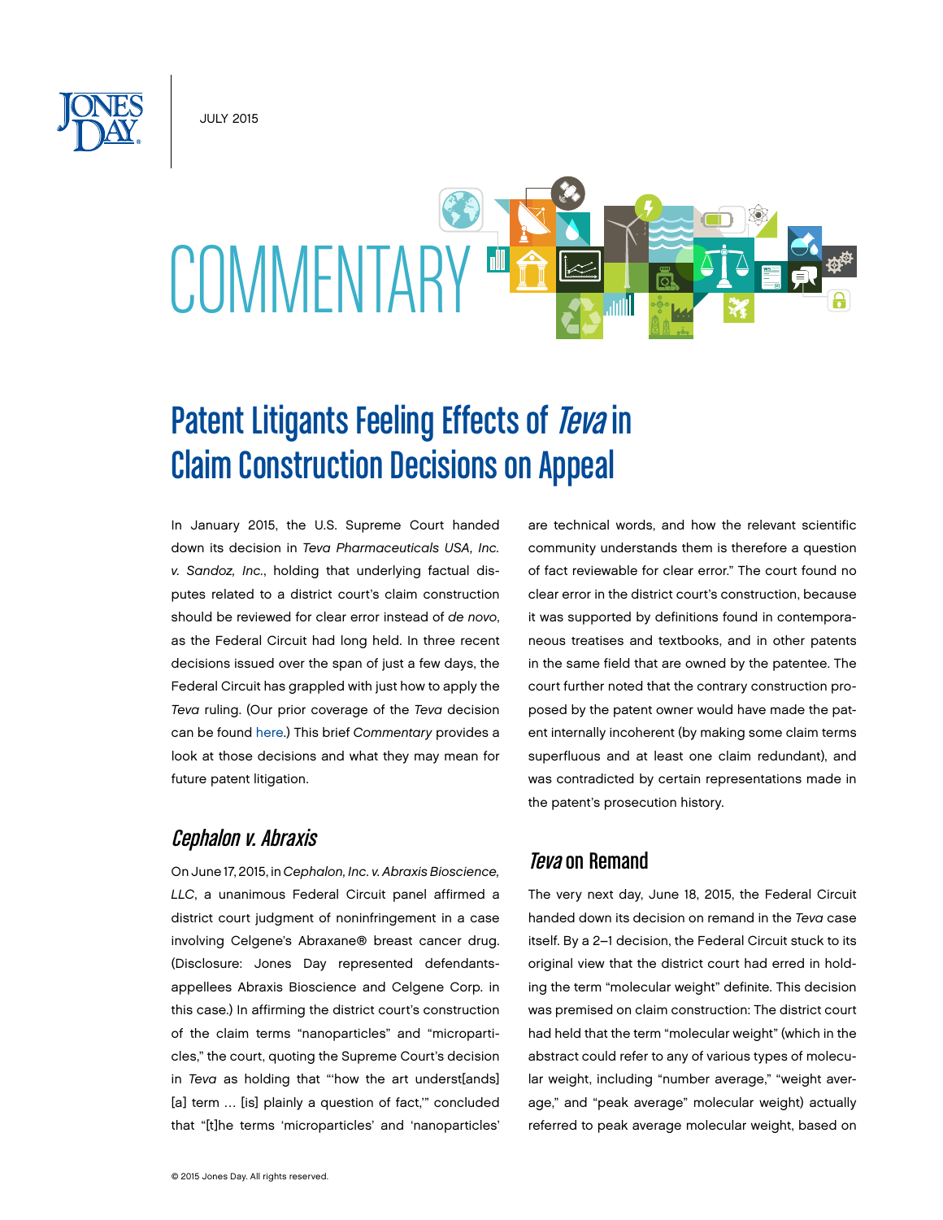JULY 2015

# COMMENTARY

## Patent Litigants Feeling Effects of *Teva* in Claim Construction Decisions on Appeal

In January 2015, the U.S. Supreme Court handed down its decision in *Teva Pharmaceuticals USA, Inc. v. Sandoz, Inc.*, holding that underlying factual disputes related to a district court's claim construction should be reviewed for clear error instead of *de novo*, as the Federal Circuit had long held. In three recent decisions issued over the span of just a few days, the Federal Circuit has grappled with just how to apply the *Teva* ruling. (Our prior coverage of the *Teva* decision can be found here.) This brief *Commentary* provides a look at those decisions and what they may mean for future patent litigation.

### *Cephalon v. Abraxis*

On June 17, 2015, in *Cephalon, Inc. v. Abraxis Bioscience, LLC*, a unanimous Federal Circuit panel affirmed a district court judgment of noninfringement in a case involving Celgene's Abraxane® breast cancer drug. (Disclosure: Jones Day represented defendants-appellees Abraxis Bioscience and Celgene Corp. in this case.) In affirming the district court's construction of the claim terms "nanoparticles" and "microparticles," the court, quoting the Supreme Court's decision in *Teva* as holding that "'how the art underst[ands] [a] term … [is] plainly a question of fact,'" concluded that "[t]he terms 'microparticles' and 'nanoparticles' are technical words, and how the relevant scientific community understands them is therefore a question of fact reviewable for clear error." The court found no clear error in the district court's construction, because it was supported by definitions found in contemporaneous treatises and textbooks, and in other patents in the same field that are owned by the patentee. The court further noted that the contrary construction proposed by the patent owner would have made the patent internally incoherent (by making some claim terms superfluous and at least one claim redundant), and was contradicted by certain representations made in the patent's prosecution history.

### *Teva* on Remand

The very next day, June 18, 2015, the Federal Circuit handed down its decision on remand in the *Teva* case itself. By a 2–1 decision, the Federal Circuit stuck to its original view that the district court had erred in holding the term "molecular weight" definite. This decision was premised on claim construction: The district court had held that the term "molecular weight" (which in the abstract could refer to any of various types of molecular weight, including "number average," "weight average," and "peak average" molecular weight) actually referred to peak average molecular weight, based on

© 2015 Jones Day. All rights reserved.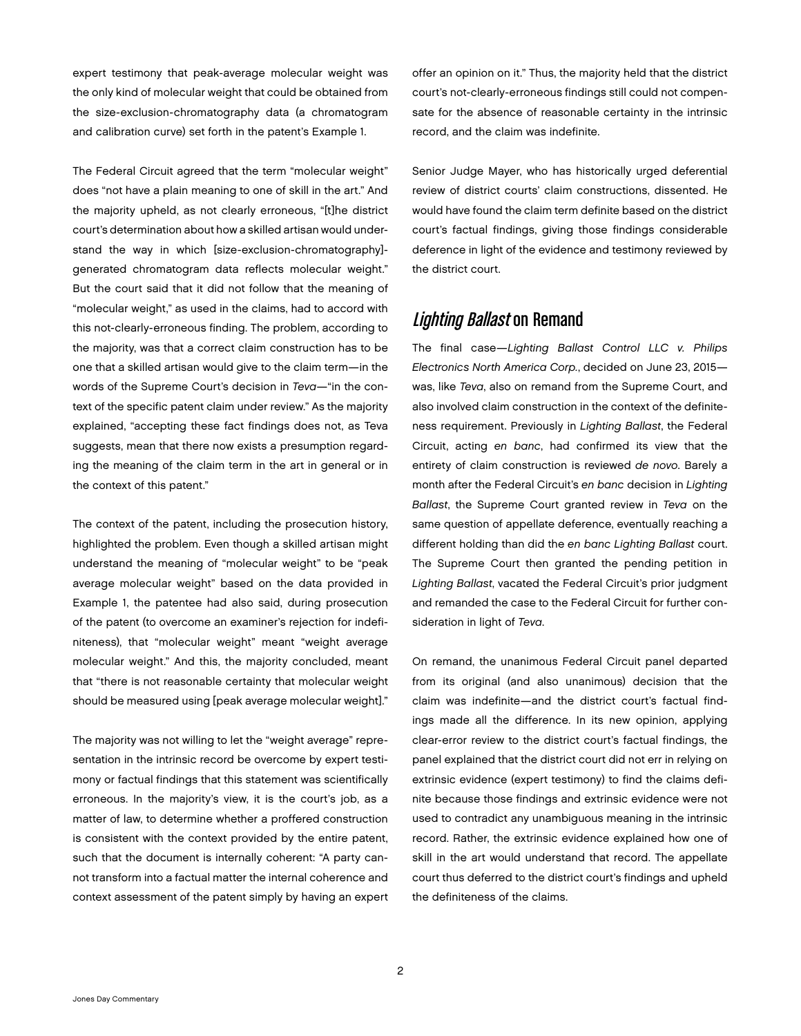expert testimony that peak-average molecular weight was the only kind of molecular weight that could be obtained from the size-exclusion-chromatography data (a chromatogram and calibration curve) set forth in the patent's Example 1.

The Federal Circuit agreed that the term "molecular weight" does "not have a plain meaning to one of skill in the art." And the majority upheld, as not clearly erroneous, "[t]he district court's determination about how a skilled artisan would understand the way in which [size-exclusion-chromatography]-generated chromatogram data reflects molecular weight." But the court said that it did not follow that the meaning of "molecular weight," as used in the claims, had to accord with this not-clearly-erroneous finding. The problem, according to the majority, was that a correct claim construction has to be one that a skilled artisan would give to the claim term—in the words of the Supreme Court's decision in *Teva*—"in the context of the specific patent claim under review." As the majority explained, "accepting these fact findings does not, as Teva suggests, mean that there now exists a presumption regarding the meaning of the claim term in the art in general or in the context of this patent."

The context of the patent, including the prosecution history, highlighted the problem. Even though a skilled artisan might understand the meaning of "molecular weight" to be "peak average molecular weight" based on the data provided in Example 1, the patentee had also said, during prosecution of the patent (to overcome an examiner's rejection for indefiniteness), that "molecular weight" meant "weight average molecular weight." And this, the majority concluded, meant that "there is not reasonable certainty that molecular weight should be measured using [peak average molecular weight]."

The majority was not willing to let the "weight average" representation in the intrinsic record be overcome by expert testimony or factual findings that this statement was scientifically erroneous. In the majority's view, it is the court's job, as a matter of law, to determine whether a proffered construction is consistent with the context provided by the entire patent, such that the document is internally coherent: "A party cannot transform into a factual matter the internal coherence and context assessment of the patent simply by having an expert offer an opinion on it." Thus, the majority held that the district court's not-clearly-erroneous findings still could not compensate for the absence of reasonable certainty in the intrinsic record, and the claim was indefinite.

Senior Judge Mayer, who has historically urged deferential review of district courts' claim constructions, dissented. He would have found the claim term definite based on the district court's factual findings, giving those findings considerable deference in light of the evidence and testimony reviewed by the district court.

## *Lighting Ballast* on Remand

The final case—*Lighting Ballast Control LLC v. Philips Electronics North America Corp.*, decided on June 23, 2015—was, like *Teva*, also on remand from the Supreme Court, and also involved claim construction in the context of the definiteness requirement. Previously in *Lighting Ballast*, the Federal Circuit, acting *en banc*, had confirmed its view that the entirety of claim construction is reviewed *de novo*. Barely a month after the Federal Circuit's *en banc* decision in *Lighting Ballast*, the Supreme Court granted review in *Teva* on the same question of appellate deference, eventually reaching a different holding than did the *en banc Lighting Ballast* court. The Supreme Court then granted the pending petition in *Lighting Ballast*, vacated the Federal Circuit's prior judgment and remanded the case to the Federal Circuit for further consideration in light of *Teva*.

On remand, the unanimous Federal Circuit panel departed from its original (and also unanimous) decision that the claim was indefinite—and the district court's factual findings made all the difference. In its new opinion, applying clear-error review to the district court's factual findings, the panel explained that the district court did not err in relying on extrinsic evidence (expert testimony) to find the claims definite because those findings and extrinsic evidence were not used to contradict any unambiguous meaning in the intrinsic record. Rather, the extrinsic evidence explained how one of skill in the art would understand that record. The appellate court thus deferred to the district court's findings and upheld the definiteness of the claims.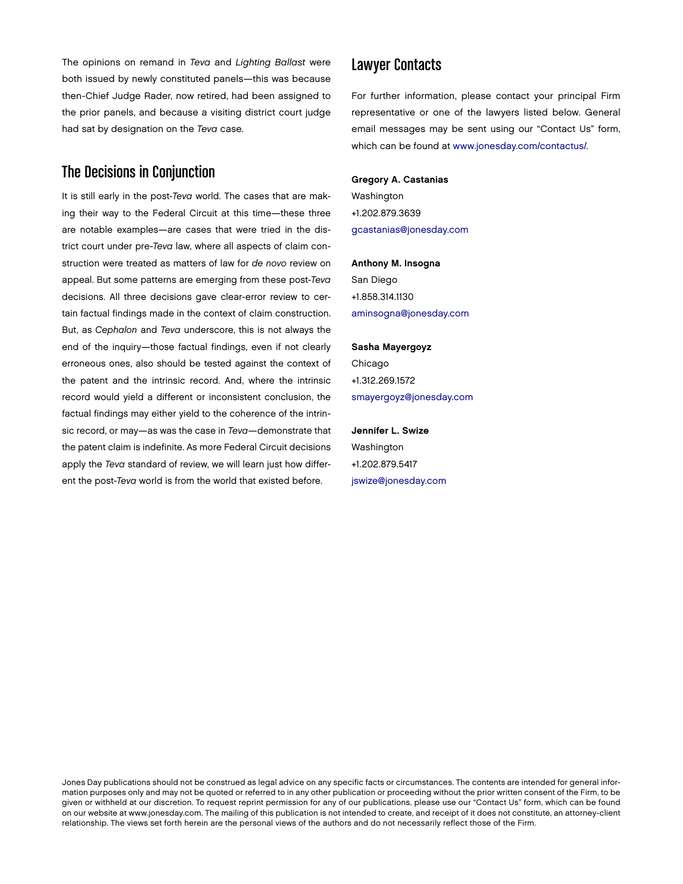The opinions on remand in *Teva* and *Lighting Ballast* were both issued by newly constituted panels—this was because then-Chief Judge Rader, now retired, had been assigned to the prior panels, and because a visiting district court judge had sat by designation on the *Teva* case.

## The Decisions in Conjunction

It is still early in the post-*Teva* world. The cases that are making their way to the Federal Circuit at this time—these three are notable examples—are cases that were tried in the district court under pre-*Teva* law, where all aspects of claim construction were treated as matters of law for *de novo* review on appeal. But some patterns are emerging from these post-*Teva* decisions. All three decisions gave clear-error review to certain factual findings made in the context of claim construction. But, as *Cephalon* and *Teva* underscore, this is not always the end of the inquiry—those factual findings, even if not clearly erroneous ones, also should be tested against the context of the patent and the intrinsic record. And, where the intrinsic record would yield a different or inconsistent conclusion, the factual findings may either yield to the coherence of the intrinsic record, or may—as was the case in *Teva*—demonstrate that the patent claim is indefinite. As more Federal Circuit decisions apply the *Teva* standard of review, we will learn just how different the post-*Teva* world is from the world that existed before.

## Lawyer Contacts

For further information, please contact your principal Firm representative or one of the lawyers listed below. General email messages may be sent using our "Contact Us" form, which can be found at www.jonesday.com/contactus/.

**Gregory A. Castanias**
Washington
+1.202.879.3639
gcastanias@jonesday.com

**Anthony M. Insogna**
San Diego
+1.858.314.1130
aminsogna@jonesday.com

**Sasha Mayergoyz**
Chicago
+1.312.269.1572
smayergoyz@jonesday.com

**Jennifer L. Swize**
Washington
+1.202.879.5417
jswize@jonesday.com

Jones Day publications should not be construed as legal advice on any specific facts or circumstances. The contents are intended for general information purposes only and may not be quoted or referred to in any other publication or proceeding without the prior written consent of the Firm, to be given or withheld at our discretion. To request reprint permission for any of our publications, please use our "Contact Us" form, which can be found on our website at www.jonesday.com. The mailing of this publication is not intended to create, and receipt of it does not constitute, an attorney-client relationship. The views set forth herein are the personal views of the authors and do not necessarily reflect those of the Firm.